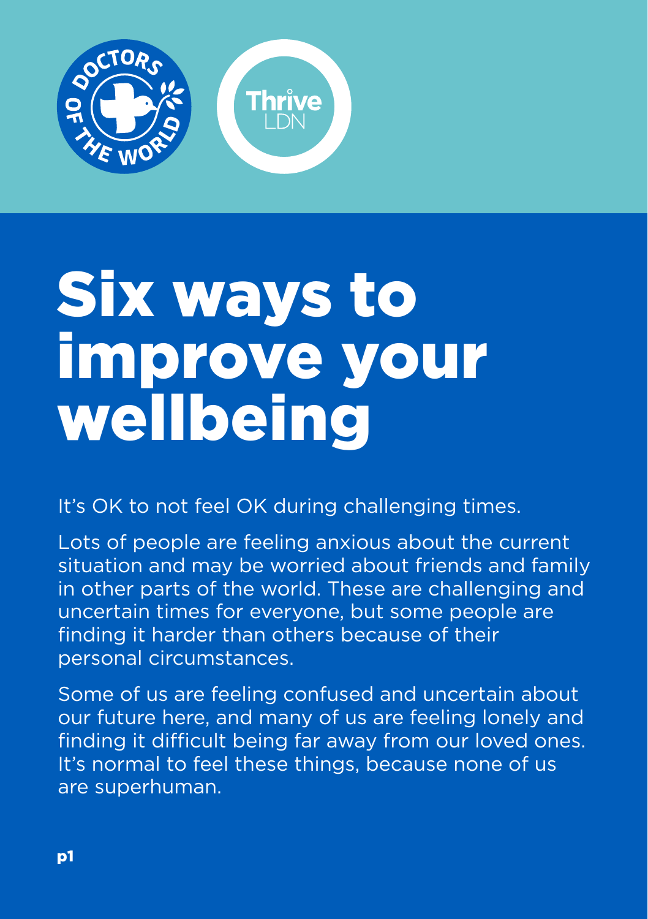# Six ways to improve your wellbeing

It's OK to not feel OK during challenging times.

Lots of people are feeling anxious about the current situation and may be worried about friends and family in other parts of the world. These are challenging and uncertain times for everyone, but some people are finding it harder than others because of their personal circumstances.

Some of us are feeling confused and uncertain about our future here, and many of us are feeling lonely and finding it difficult being far away from our loved ones. It's normal to feel these things, because none of us are superhuman.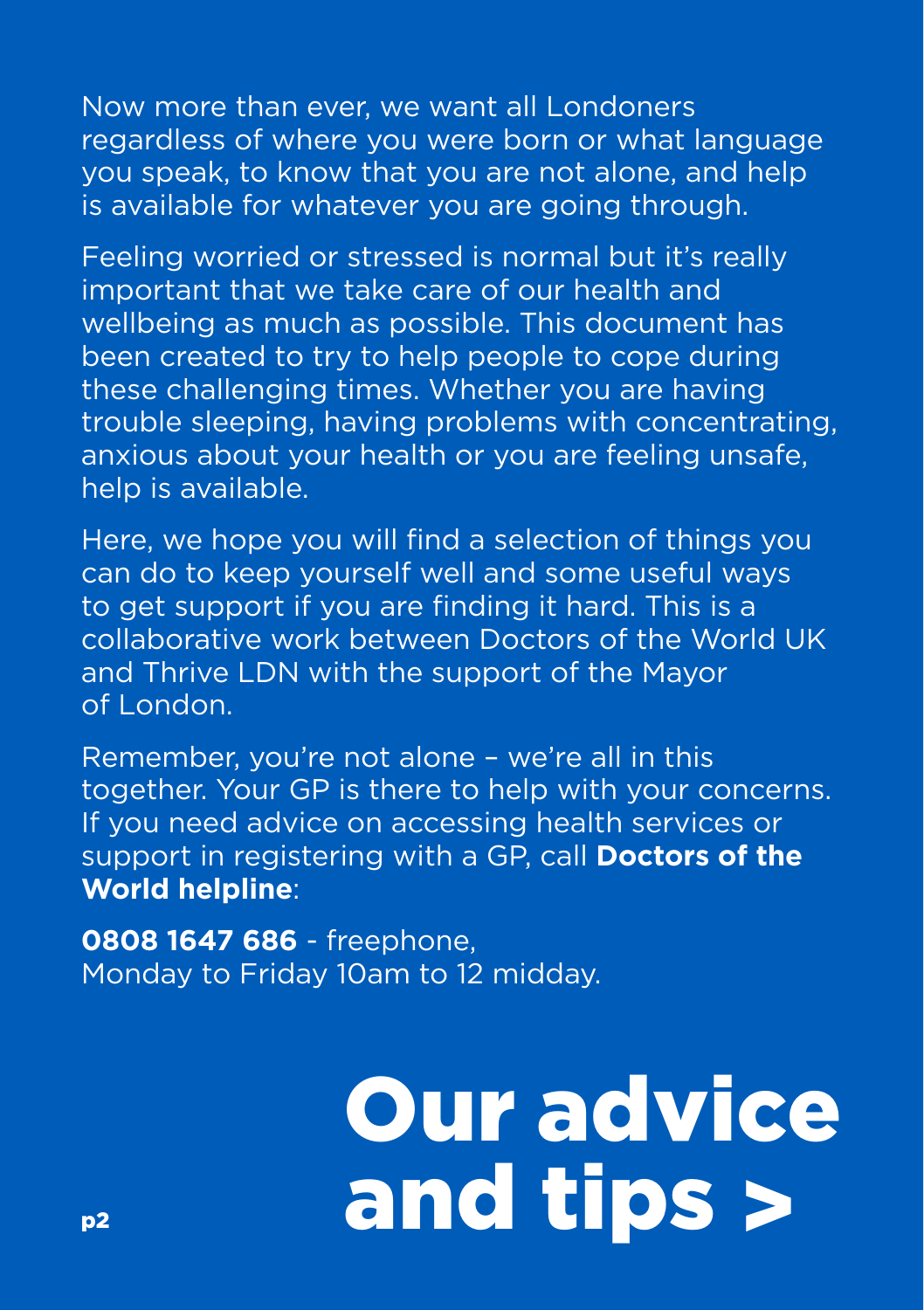Now more than ever, we want all Londoners regardless of where you were born or what language you speak, to know that you are not alone, and help is available for whatever you are going through.

Feeling worried or stressed is normal but it's really important that we take care of our health and wellbeing as much as possible. This document has been created to try to help people to cope during these challenging times. Whether you are having trouble sleeping, having problems with concentrating, anxious about your health or you are feeling unsafe, help is available.

Here, we hope you will find a selection of things you can do to keep yourself well and some useful ways to get support if you are finding it hard. This is a collaborative work between Doctors of the World UK and Thrive LDN with the support of the Mayor of London.

Remember, you're not alone – we're all in this together. Your GP is there to help with your concerns. If you need advice on accessing health services or support in registering with a GP, call **Doctors of the World helpline**:

**0808 1647 686** - freephone, Monday to Friday 10am to 12 midday.

# Our advice and tips >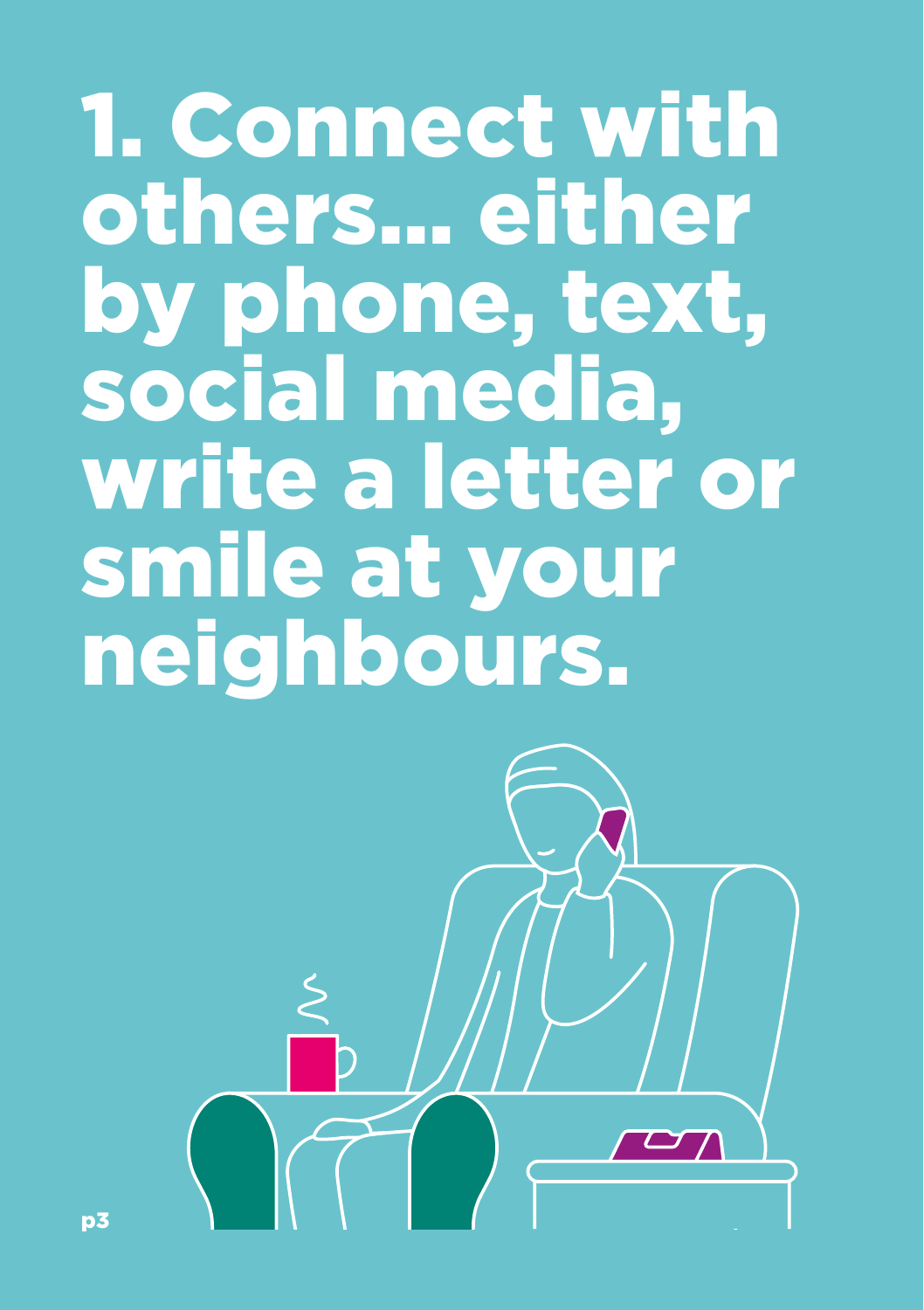# 1. Connect with others... either by phone, text, social media, write a letter or smile at your neighbours.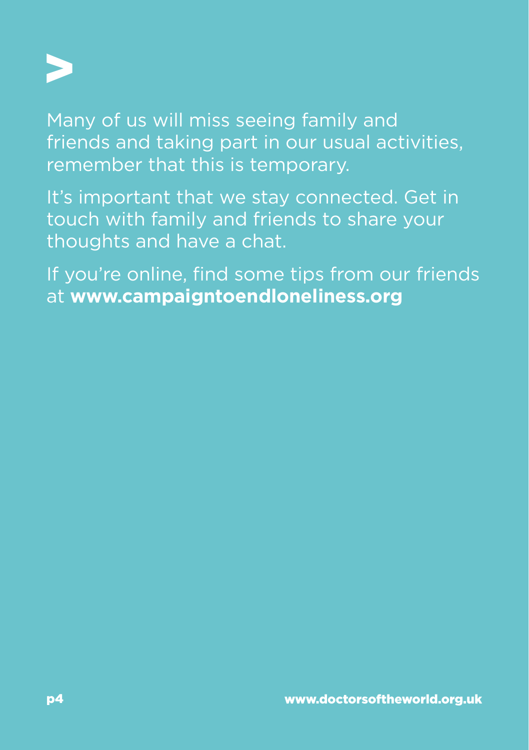Many of us will miss seeing family and friends and taking part in our usual activities, remember that this is temporary.

It's important that we stay connected. Get in touch with family and friends to share your thoughts and have a chat.

If you're online, find some tips from our friends at **www.campaigntoendloneliness.org**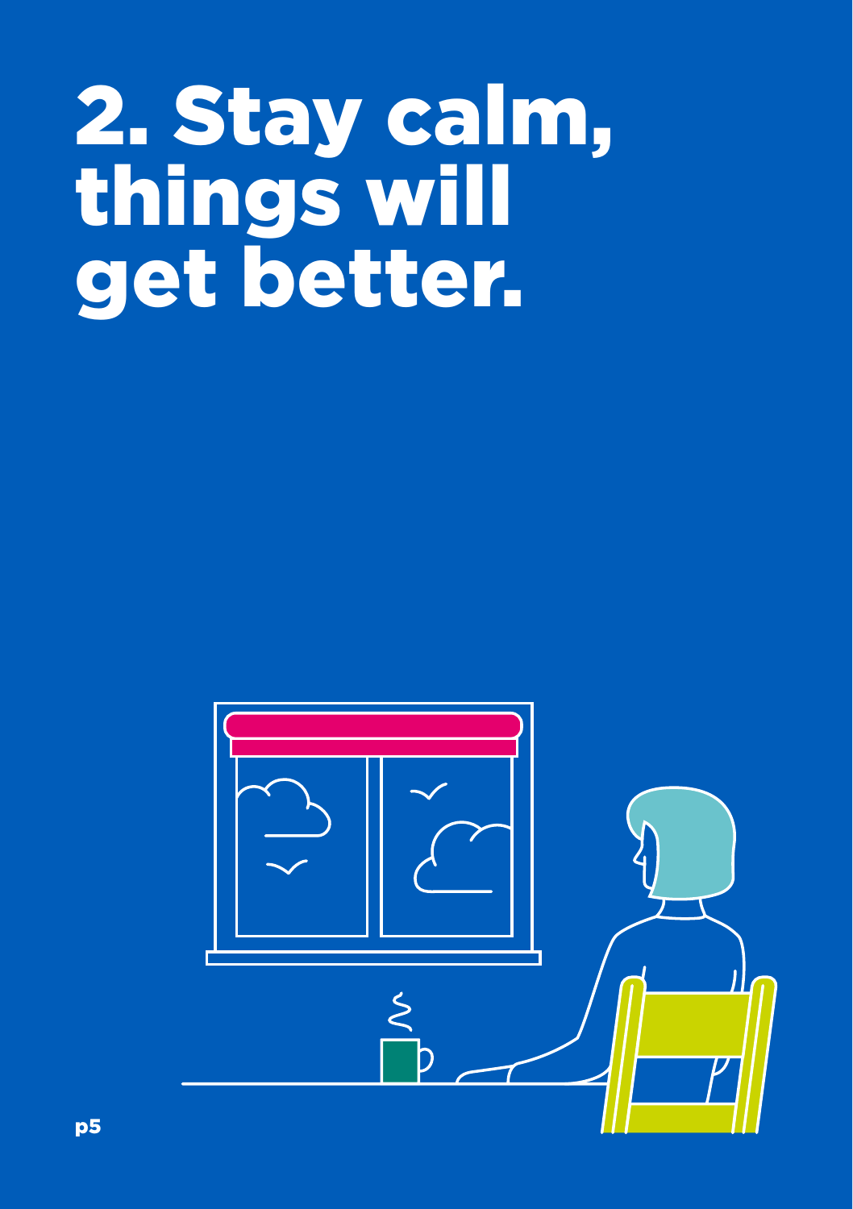# 2. Stay calm, things will get better.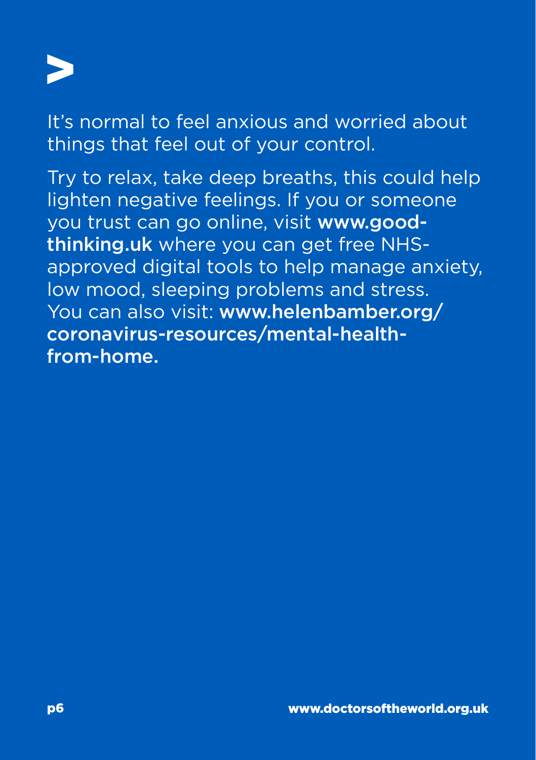It's normal to feel anxious and worried about things that feel out of your control.

Try to relax, take deep breaths, this could help lighten negative feelings. If you or someone you trust can go online, visit **www.good-thinking.uk** where you can get free NHS-approved digital tools to help manage anxiety, low mood, sleeping problems and stress. You can also visit: **www.helenbamber.org/coronavirus-resources/mental-health-from-home.**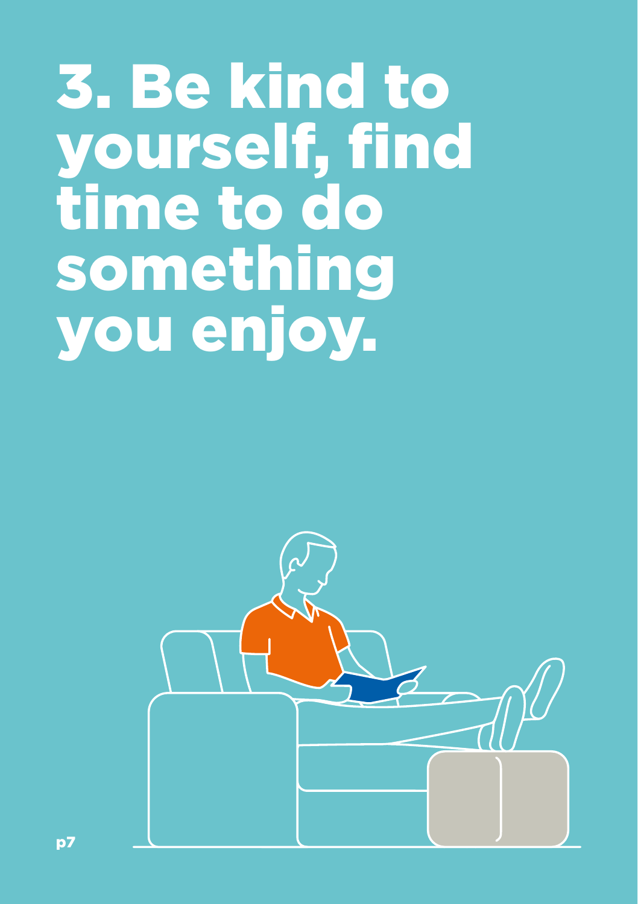# 3. Be kind to yourself, find time to do something you enjoy.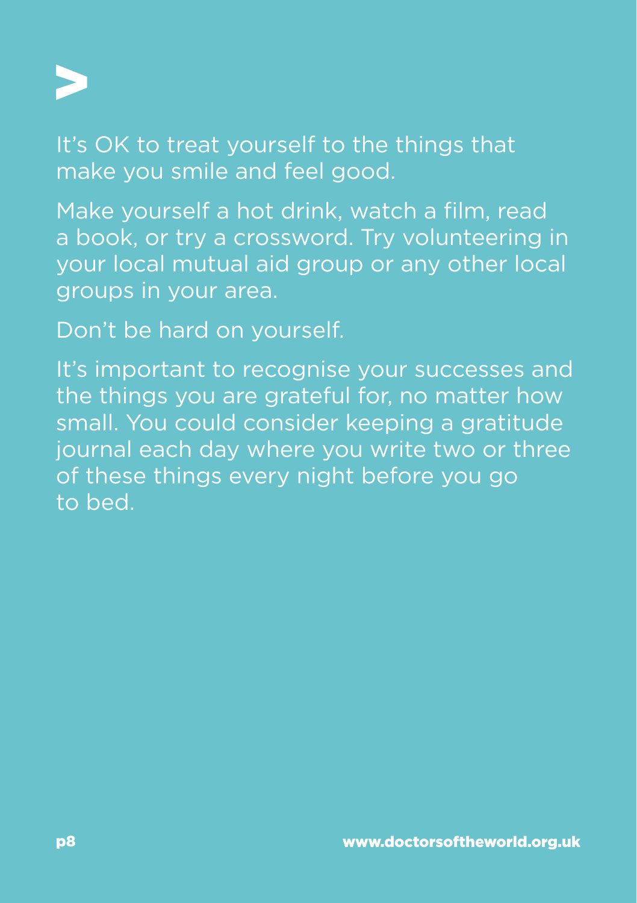It's OK to treat yourself to the things that make you smile and feel good.

Make yourself a hot drink, watch a film, read a book, or try a crossword. Try volunteering in your local mutual aid group or any other local groups in your area.

Don't be hard on yourself.

It's important to recognise your successes and the things you are grateful for, no matter how small. You could consider keeping a gratitude journal each day where you write two or three of these things every night before you go to bed.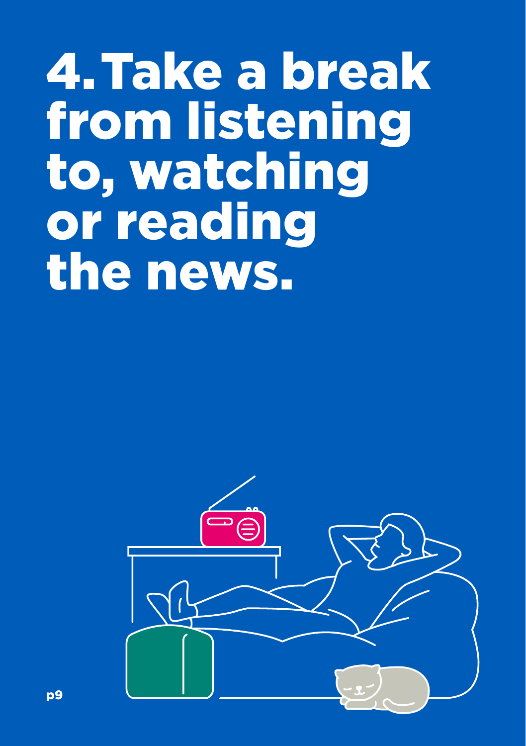# 4. Take a break from listening to, watching or reading the news.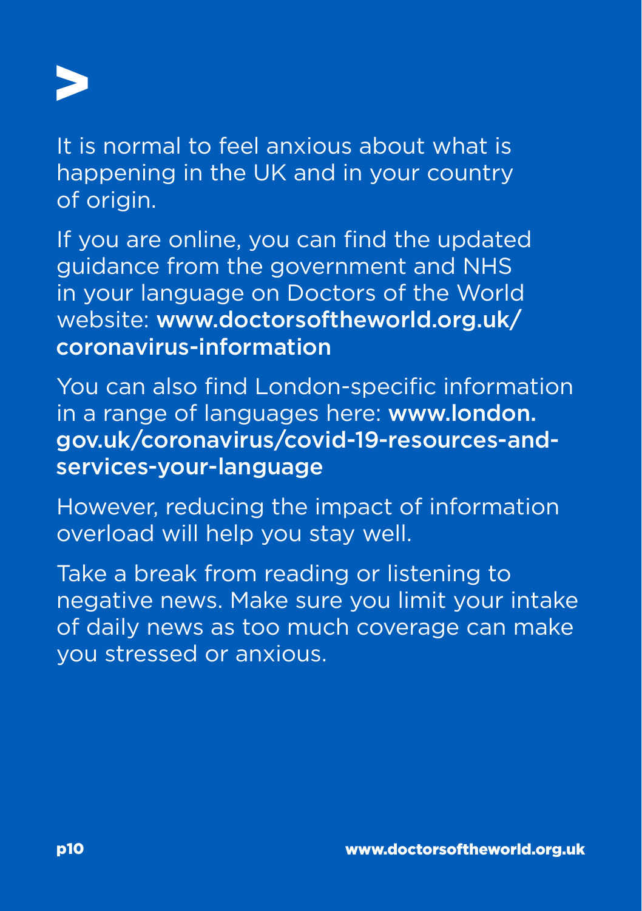It is normal to feel anxious about what is happening in the UK and in your country of origin.

If you are online, you can find the updated guidance from the government and NHS in your language on Doctors of the World website: **www.doctorsoftheworld.org.uk/coronavirus-information**

You can also find London-specific information in a range of languages here: **www.london.gov.uk/coronavirus/covid-19-resources-and-services-your-language**

However, reducing the impact of information overload will help you stay well.

Take a break from reading or listening to negative news. Make sure you limit your intake of daily news as too much coverage can make you stressed or anxious.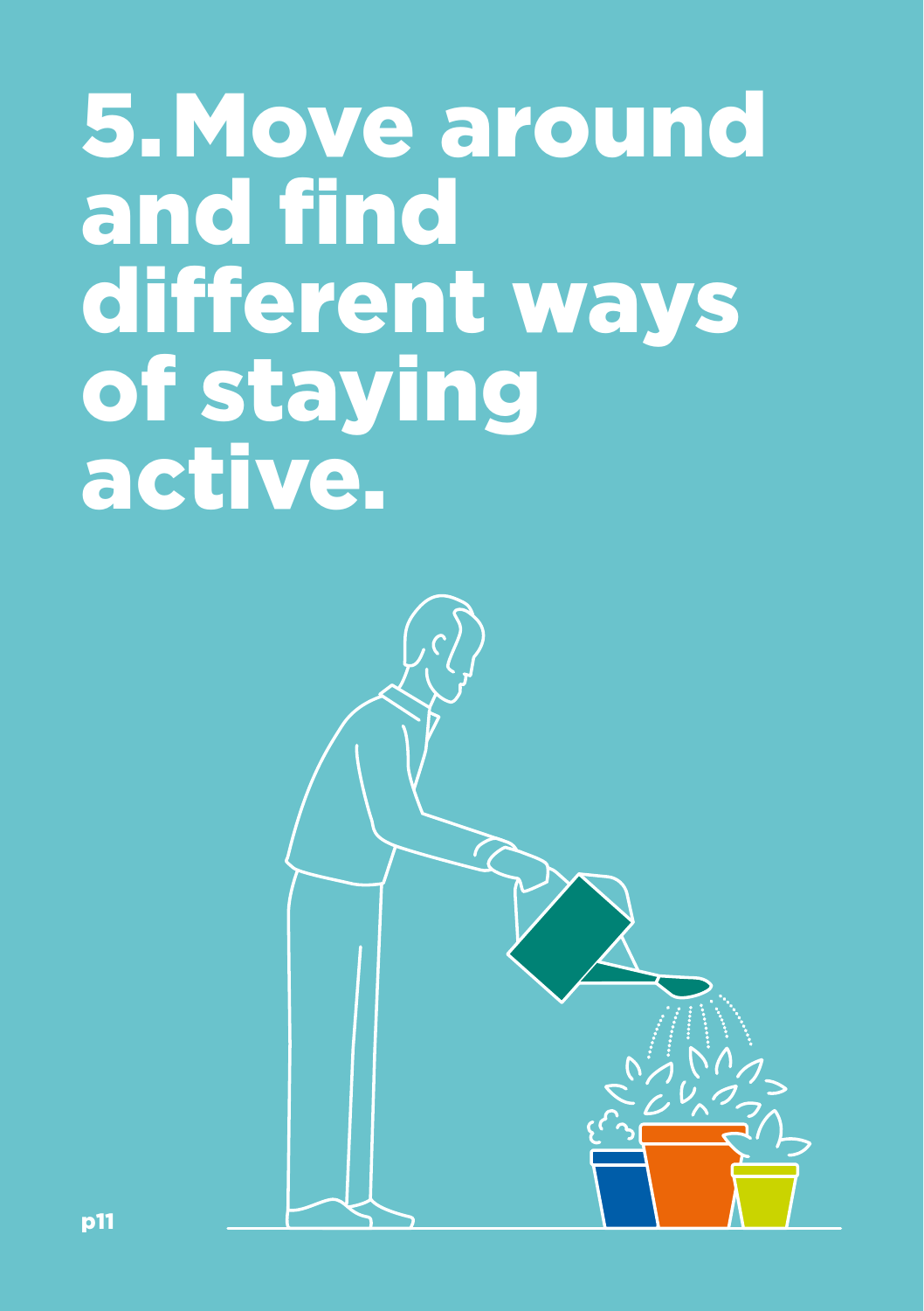# 5. Move around and find different ways of staying active.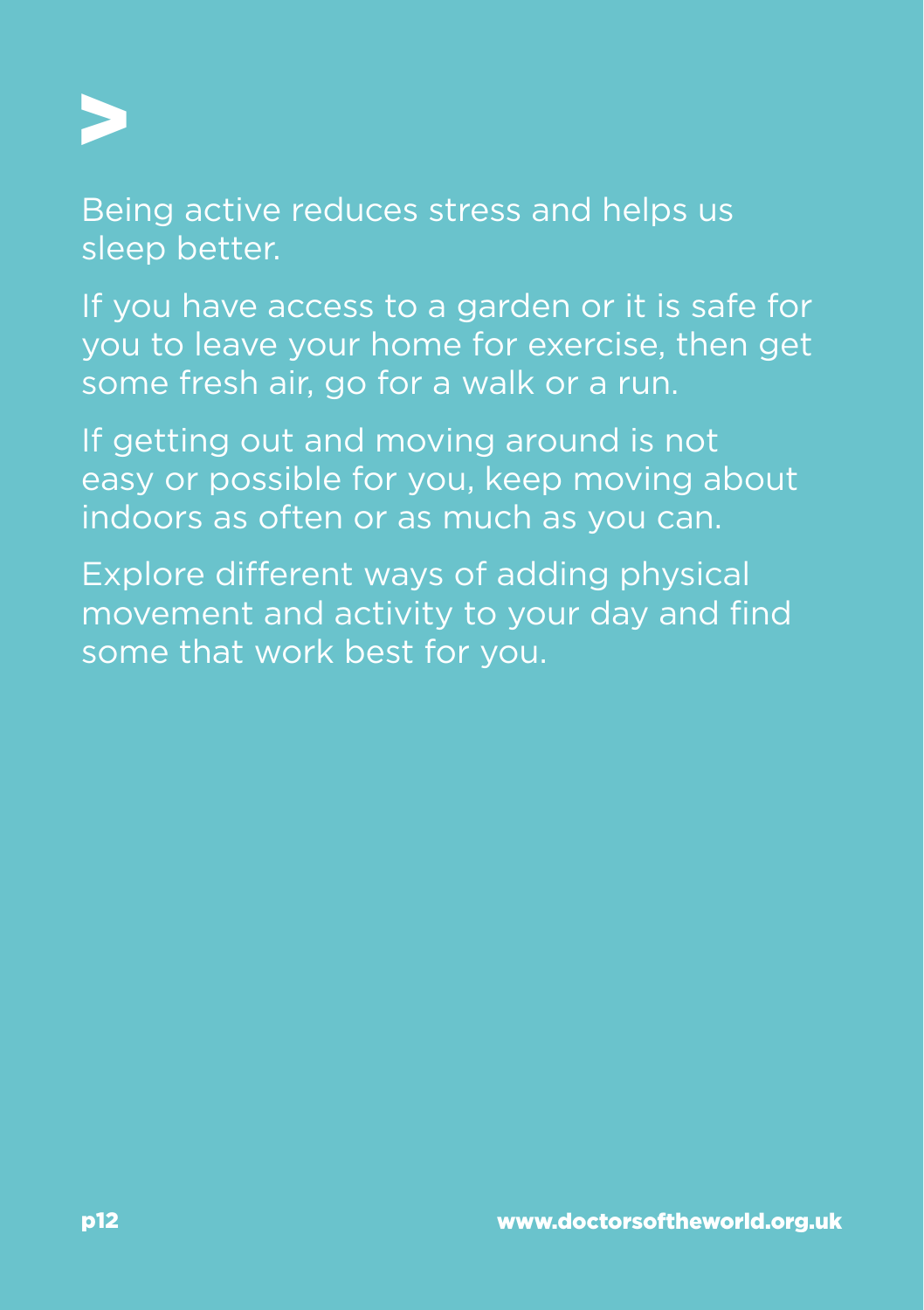Being active reduces stress and helps us sleep better.

If you have access to a garden or it is safe for you to leave your home for exercise, then get some fresh air, go for a walk or a run.

If getting out and moving around is not easy or possible for you, keep moving about indoors as often or as much as you can.

Explore different ways of adding physical movement and activity to your day and find some that work best for you.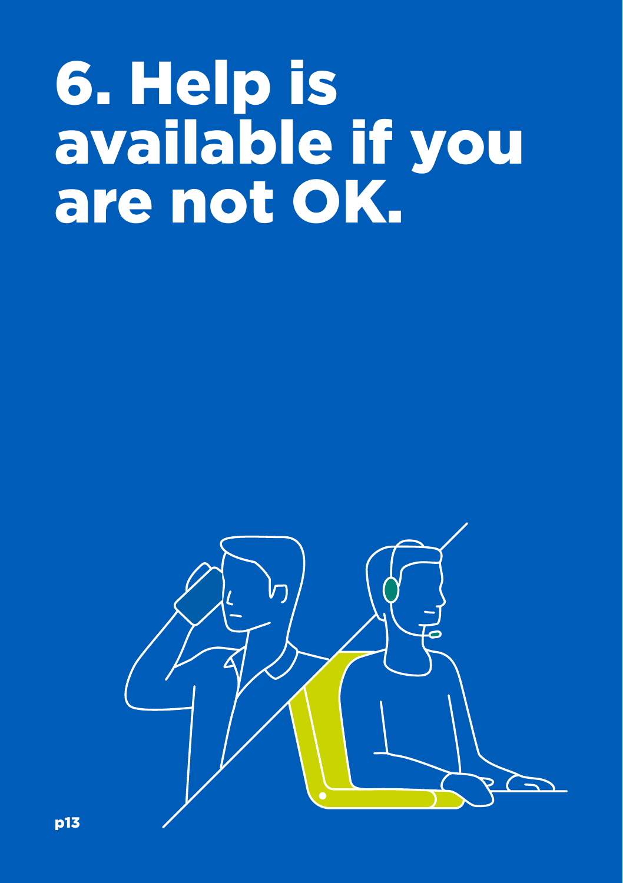# 6. Help is available if you are not OK.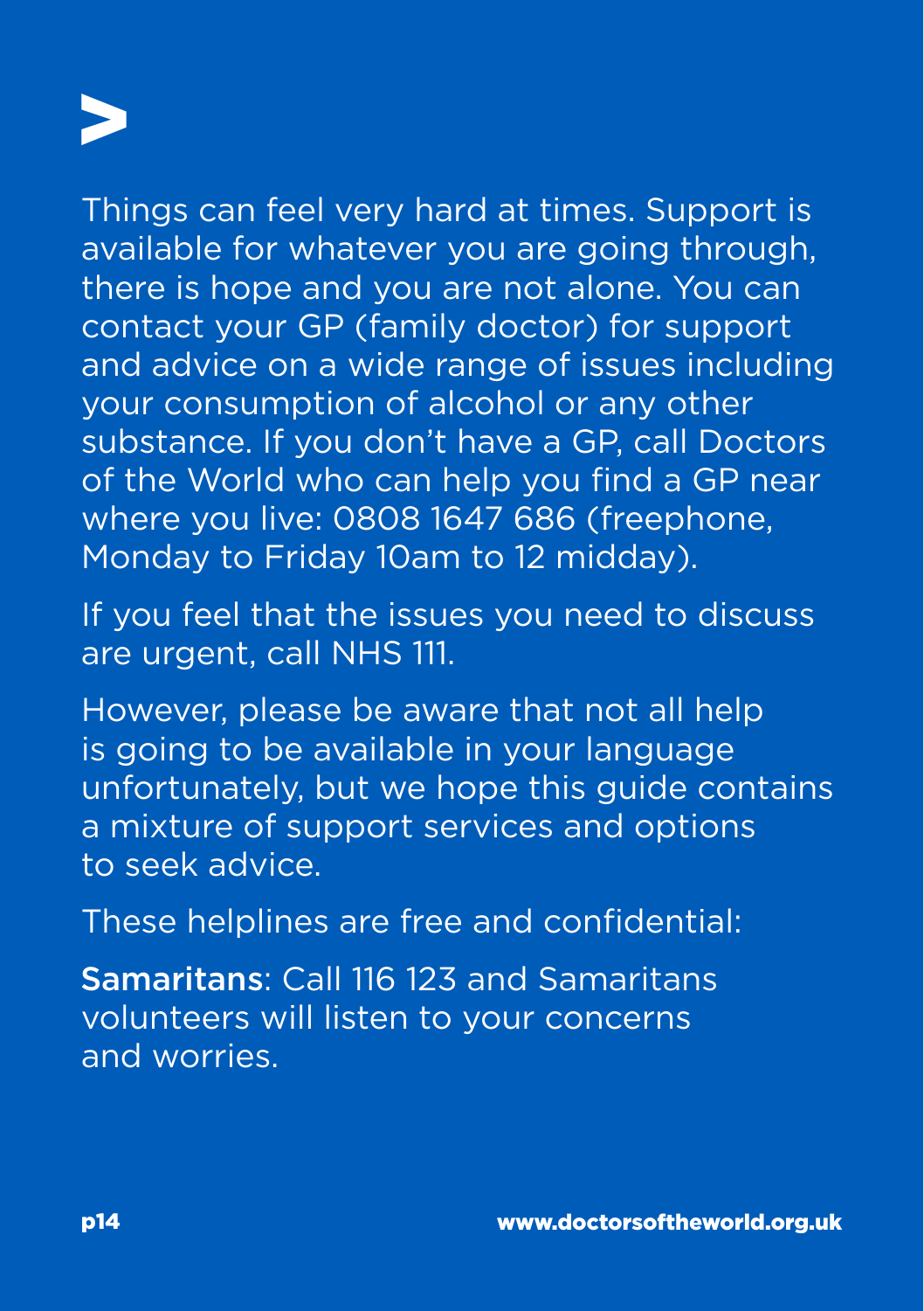Things can feel very hard at times. Support is available for whatever you are going through, there is hope and you are not alone. You can contact your GP (family doctor) for support and advice on a wide range of issues including your consumption of alcohol or any other substance. If you don't have a GP, call Doctors of the World who can help you find a GP near where you live: 0808 1647 686 (freephone, Monday to Friday 10am to 12 midday).

If you feel that the issues you need to discuss are urgent, call NHS 111.

However, please be aware that not all help is going to be available in your language unfortunately, but we hope this guide contains a mixture of support services and options to seek advice.

These helplines are free and confidential:

**Samaritans**: Call 116 123 and Samaritans volunteers will listen to your concerns and worries.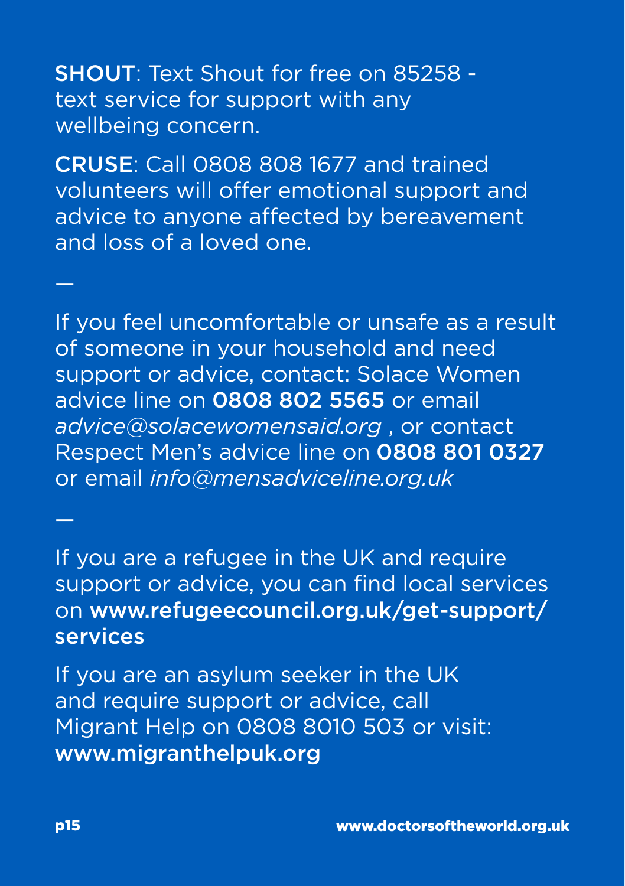**SHOUT**: Text Shout for free on 85258 - text service for support with any wellbeing concern.

**CRUSE**: Call 0808 808 1677 and trained volunteers will offer emotional support and advice to anyone affected by bereavement and loss of a loved one.

—

If you feel uncomfortable or unsafe as a result of someone in your household and need support or advice, contact: Solace Women advice line on **0808 802 5565** or email *advice@solacewomensaid.org* , or contact Respect Men's advice line on **0808 801 0327** or email *info@mensadviceline.org.uk*

—

If you are a refugee in the UK and require support or advice, you can find local services on **www.refugeecouncil.org.uk/get-support/services**

If you are an asylum seeker in the UK and require support or advice, call Migrant Help on 0808 8010 503 or visit: **www.migranthelpuk.org**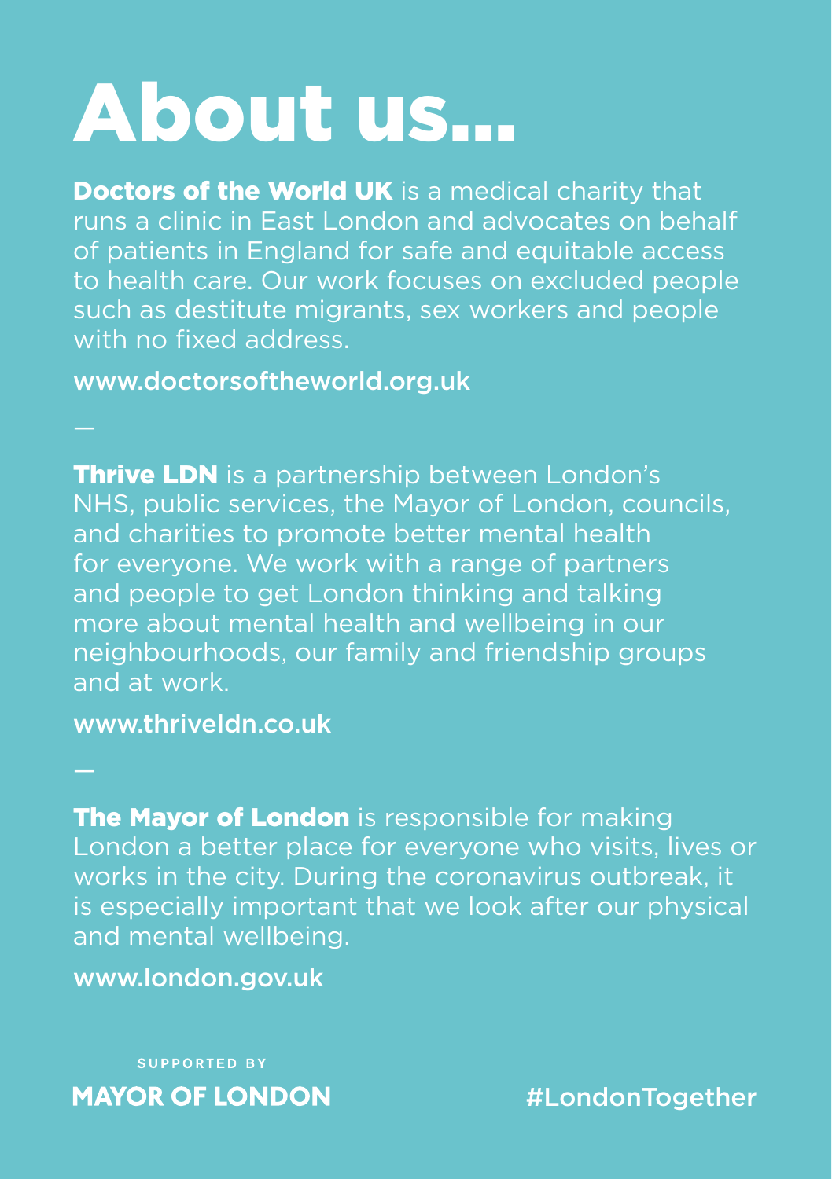# About us...

**Doctors of the World UK** is a medical charity that runs a clinic in East London and advocates on behalf of patients in England for safe and equitable access to health care. Our work focuses on excluded people such as destitute migrants, sex workers and people with no fixed address.

**www.doctorsoftheworld.org.uk**

—

**Thrive LDN** is a partnership between London's NHS, public services, the Mayor of London, councils, and charities to promote better mental health for everyone. We work with a range of partners and people to get London thinking and talking more about mental health and wellbeing in our neighbourhoods, our family and friendship groups and at work.

**www.thriveldn.co.uk**

—

**The Mayor of London** is responsible for making London a better place for everyone who visits, lives or works in the city. During the coronavirus outbreak, it is especially important that we look after our physical and mental wellbeing.

**www.london.gov.uk**

SUPPORTED BY
**MAYOR OF LONDON**

**#LondonTogether**